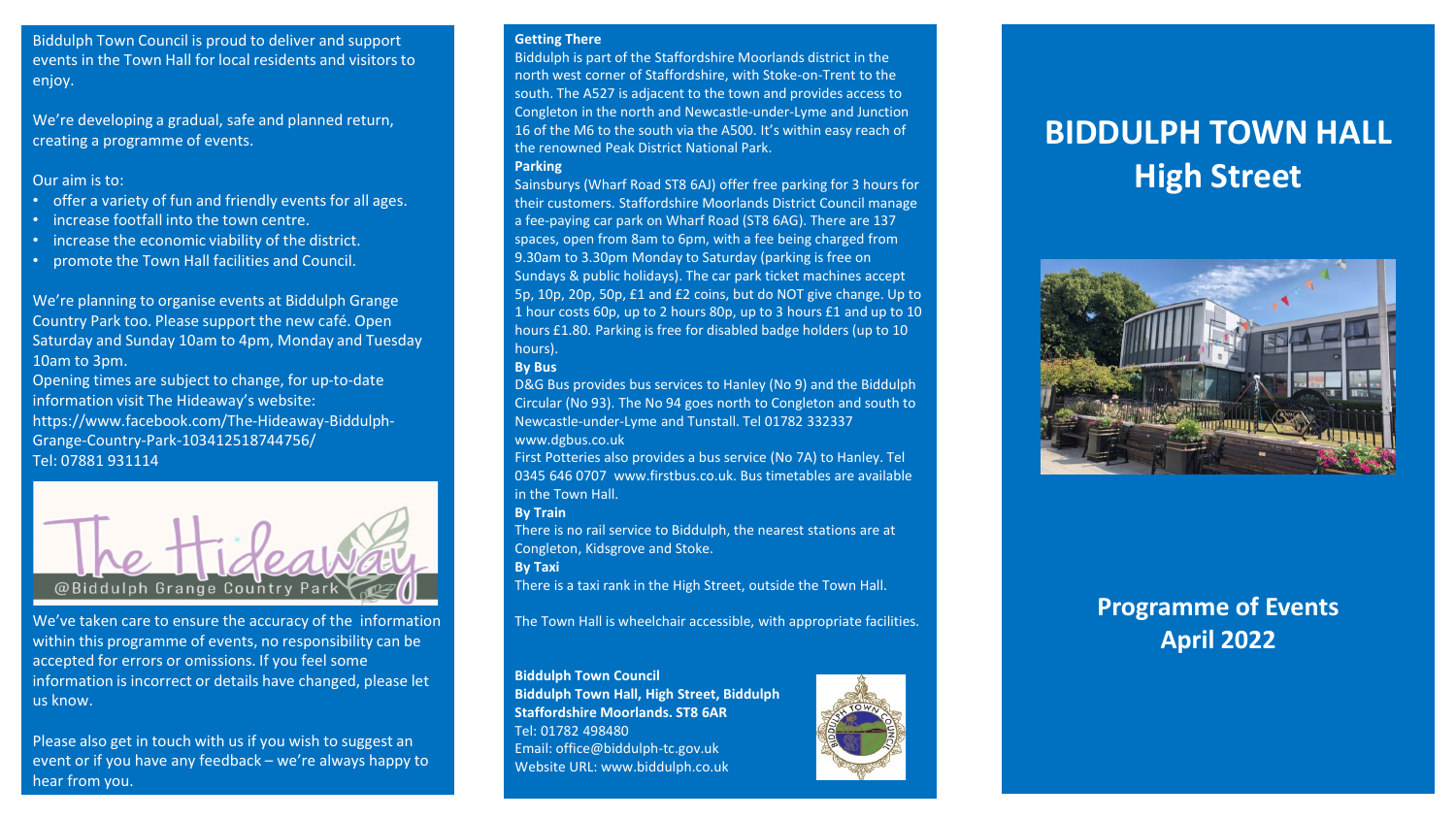Biddulph Town Council is proud to deliver and support events in the Town Hall for local residents and visitors to enjoy.

We're developing a gradual, safe and planned return, creating a programme of events.

Our aim is to:

- offer a variety of fun and friendly events for all ages.
- increase footfall into the town centre.
- increase the economic viability of the district.
- promote the Town Hall facilities and Council.

We're planning to organise events at Biddulph Grange Country Park too. Please support the new café. Open Saturday and Sunday 10am to 4pm, Monday and Tuesday 10am to 3pm.

Opening times are subject to change, for up-to-date information visit The Hideaway's website: https://www.facebook.com/The-Hideaway-Biddulph-Grange-Country-Park-103412518744756/
Tel: 07881 931114

The Hideaway
@Biddulph Grange Country Park

We've taken care to ensure the accuracy of the information within this programme of events, no responsibility can be accepted for errors or omissions. If you feel some information is incorrect or details have changed, please let us know.

Please also get in touch with us if you wish to suggest an event or if you have any feedback – we're always happy to hear from you.

**Getting There**

Biddulph is part of the Staffordshire Moorlands district in the north west corner of Staffordshire, with Stoke-on-Trent to the south. The A527 is adjacent to the town and provides access to Congleton in the north and Newcastle-under-Lyme and Junction 16 of the M6 to the south via the A500. It's within easy reach of the renowned Peak District National Park.

**Parking**

Sainsburys (Wharf Road ST8 6AJ) offer free parking for 3 hours for their customers. Staffordshire Moorlands District Council manage a fee-paying car park on Wharf Road (ST8 6AG). There are 137 spaces, open from 8am to 6pm, with a fee being charged from 9.30am to 3.30pm Monday to Saturday (parking is free on Sundays & public holidays). The car park ticket machines accept 5p, 10p, 20p, 50p, £1 and £2 coins, but do NOT give change. Up to 1 hour costs 60p, up to 2 hours 80p, up to 3 hours £1 and up to 10 hours £1.80. Parking is free for disabled badge holders (up to 10 hours).

**By Bus**

D&G Bus provides bus services to Hanley (No 9) and the Biddulph Circular (No 93). The No 94 goes north to Congleton and south to Newcastle-under-Lyme and Tunstall. Tel 01782 332337 www.dgbus.co.uk

First Potteries also provides a bus service (No 7A) to Hanley. Tel 0345 646 0707 www.firstbus.co.uk. Bus timetables are available in the Town Hall.

**By Train**

There is no rail service to Biddulph, the nearest stations are at Congleton, Kidsgrove and Stoke.

**By Taxi**

There is a taxi rank in the High Street, outside the Town Hall.

The Town Hall is wheelchair accessible, with appropriate facilities.

**Biddulph Town Council**
**Biddulph Town Hall, High Street, Biddulph**
**Staffordshire Moorlands. ST8 6AR**
Tel: 01782 498480
Email: office@biddulph-tc.gov.uk
Website URL: www.biddulph.co.uk

# BIDDULPH TOWN HALL
# High Street

## Programme of Events
## April 2022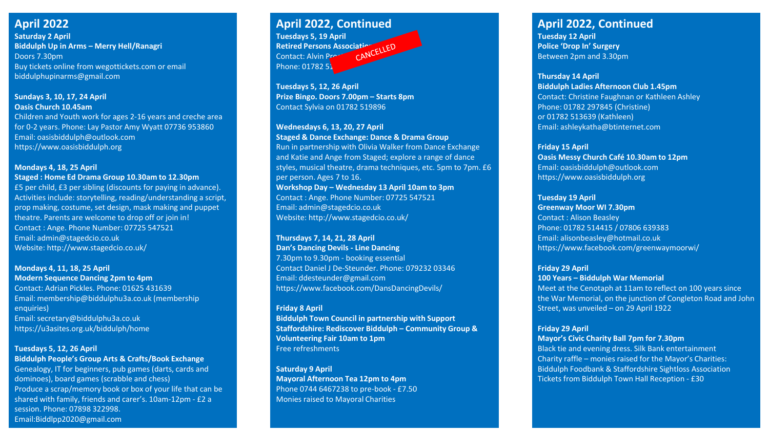## April 2022

**Saturday 2 April**
**Biddulph Up in Arms – Merry Hell/Ranagri**
Doors 7.30pm
Buy tickets online from wegottickets.com or email biddulphupinarms@gmail.com

**Sundays 3, 10, 17, 24 April**
**Oasis Church 10.45am**
Children and Youth work for ages 2-16 years and creche area for 0-2 years. Phone: Lay Pastor Amy Wyatt 07736 953860
Email: oasisbiddulph@outlook.com
https://www.oasisbiddulph.org

**Mondays 4, 18, 25 April**
**Staged : Home Ed Drama Group 10.30am to 12.30pm**
£5 per child, £3 per sibling (discounts for paying in advance). Activities include: storytelling, reading/understanding a script, prop making, costume, set design, mask making and puppet theatre. Parents are welcome to drop off or join in!
Contact : Ange. Phone Number: 07725 547521
Email: admin@stagedcio.co.uk
Website: http://www.stagedcio.co.uk/

**Mondays 4, 11, 18, 25 April**
**Modern Sequence Dancing 2pm to 4pm**
Contact: Adrian Pickles. Phone: 01625 431639
Email: membership@biddulphu3a.co.uk (membership enquiries)
Email: secretary@biddulphu3a.co.uk
https://u3asites.org.uk/biddulph/home

**Tuesdays 5, 12, 26 April**
**Biddulph People's Group Arts & Crafts/Book Exchange**
Genealogy, IT for beginners, pub games (darts, cards and dominoes), board games (scrabble and chess)
Produce a scrap/memory book or box of your life that can be shared with family, friends and carer's. 10am-12pm - £2 a session. Phone: 07898 322998.
Email:Biddlpp2020@gmail.com

## April 2022, Continued

**Tuesdays 5, 19 April**
**Retired Persons Associatio**
Contact: Alvin Pr
Phone: 01782 51
CANCELLED

**Tuesdays 5, 12, 26 April**
**Prize Bingo. Doors 7.00pm – Starts 8pm**
Contact Sylvia on 01782 519896

**Wednesdays 6, 13, 20, 27 April**
**Staged & Dance Exchange: Dance & Drama Group**
Run in partnership with Olivia Walker from Dance Exchange and Katie and Ange from Staged; explore a range of dance styles, musical theatre, drama techniques, etc. 5pm to 7pm. £6 per person. Ages 7 to 16.
**Workshop Day – Wednesday 13 April 10am to 3pm**
Contact : Ange. Phone Number: 07725 547521
Email: admin@stagedcio.co.uk
Website: http://www.stagedcio.co.uk/

**Thursdays 7, 14, 21, 28 April**
**Dan's Dancing Devils - Line Dancing**
7.30pm to 9.30pm - booking essential
Contact Daniel J De-Steunder. Phone: 079232 03346
Email: ddesteunder@gmail.com
https://www.facebook.com/DansDancingDevils/

**Friday 8 April**
**Biddulph Town Council in partnership with Support Staffordshire: Rediscover Biddulph – Community Group & Volunteering Fair 10am to 1pm**
Free refreshments

**Saturday 9 April**
**Mayoral Afternoon Tea 12pm to 4pm**
Phone 0744 6467238 to pre-book - £7.50
Monies raised to Mayoral Charities

## April 2022, Continued

**Tuesday 12 April**
**Police 'Drop In' Surgery**
Between 2pm and 3.30pm

**Thursday 14 April**
**Biddulph Ladies Afternoon Club 1.45pm**
Contact: Christine Faughnan or Kathleen Ashley
Phone: 01782 297845 (Christine)
or 01782 513639 (Kathleen)
Email: ashleykatha@btinternet.com

**Friday 15 April**
**Oasis Messy Church Café 10.30am to 12pm**
Email: oasisbiddulph@outlook.com
https://www.oasisbiddulph.org

**Tuesday 19 April**
**Greenway Moor WI 7.30pm**
Contact : Alison Beasley
Phone: 01782 514415 / 07806 639383
Email: alisonbeasley@hotmail.co.uk
https://www.facebook.com/greenwaymoorwi/

**Friday 29 April**
**100 Years – Biddulph War Memorial**
Meet at the Cenotaph at 11am to reflect on 100 years since the War Memorial, on the junction of Congleton Road and John Street, was unveiled – on 29 April 1922

**Friday 29 April**
**Mayor's Civic Charity Ball 7pm for 7.30pm**
Black tie and evening dress. Silk Bank entertainment
Charity raffle – monies raised for the Mayor's Charities: Biddulph Foodbank & Staffordshire Sightloss Association
Tickets from Biddulph Town Hall Reception - £30